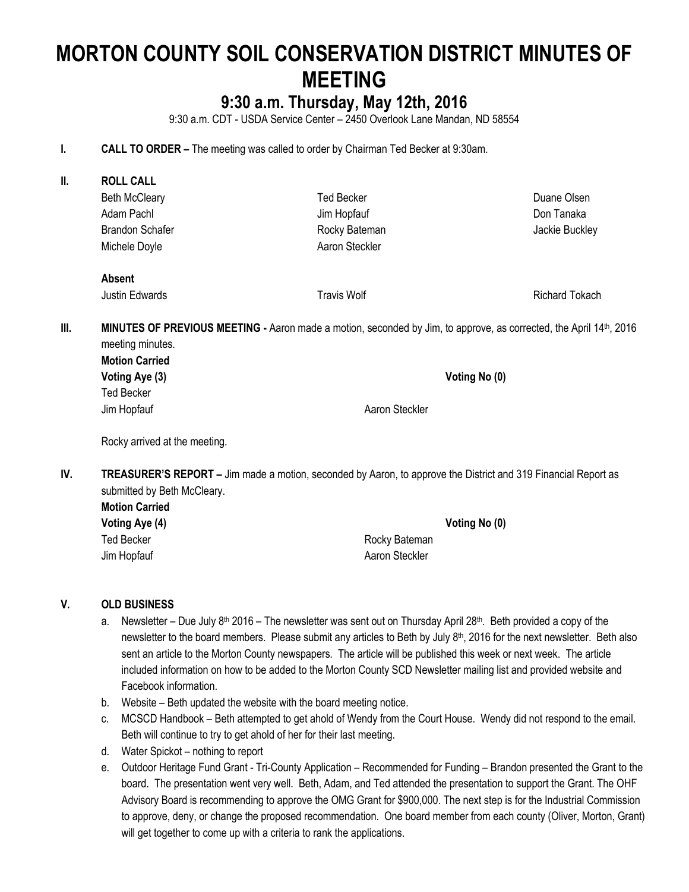# MORTON COUNTY SOIL CONSERVATION DISTRICT MINUTES OF MEETING

## 9:30 a.m. Thursday, May 12th, 2016

9:30 a.m. CDT - USDA Service Center – 2450 Overlook Lane Mandan, ND 58554

**I. CALL TO ORDER –** The meeting was called to order by Chairman Ted Becker at 9:30am.

**II. ROLL CALL**

| | | |
|---|---|---|
| Beth McCleary | Ted Becker | Duane Olsen |
| Adam Pachl | Jim Hopfauf | Don Tanaka |
| Brandon Schafer | Rocky Bateman | Jackie Buckley |
| Michele Doyle | Aaron Steckler | |

**Absent**

| | | |
|---|---|---|
| Justin Edwards | Travis Wolf | Richard Tokach |

**III. MINUTES OF PREVIOUS MEETING -** Aaron made a motion, seconded by Jim, to approve, as corrected, the April 14th, 2016 meeting minutes.

**Motion Carried**

**Voting Aye (3)** **Voting No (0)**

Ted Becker
Jim Hopfauf
Aaron Steckler

Rocky arrived at the meeting.

**IV. TREASURER'S REPORT –** Jim made a motion, seconded by Aaron, to approve the District and 319 Financial Report as submitted by Beth McCleary.

**Motion Carried**

**Voting Aye (4)** **Voting No (0)**

Ted Becker
Rocky Bateman
Jim Hopfauf
Aaron Steckler

**V. OLD BUSINESS**

a. Newsletter – Due July 8th 2016 – The newsletter was sent out on Thursday April 28th. Beth provided a copy of the newsletter to the board members. Please submit any articles to Beth by July 8th, 2016 for the next newsletter. Beth also sent an article to the Morton County newspapers. The article will be published this week or next week. The article included information on how to be added to the Morton County SCD Newsletter mailing list and provided website and Facebook information.
b. Website – Beth updated the website with the board meeting notice.
c. MCSCD Handbook – Beth attempted to get ahold of Wendy from the Court House. Wendy did not respond to the email. Beth will continue to try to get ahold of her for their last meeting.
d. Water Spickot – nothing to report
e. Outdoor Heritage Fund Grant - Tri-County Application – Recommended for Funding – Brandon presented the Grant to the board. The presentation went very well. Beth, Adam, and Ted attended the presentation to support the Grant. The OHF Advisory Board is recommending to approve the OMG Grant for $900,000. The next step is for the Industrial Commission to approve, deny, or change the proposed recommendation. One board member from each county (Oliver, Morton, Grant) will get together to come up with a criteria to rank the applications.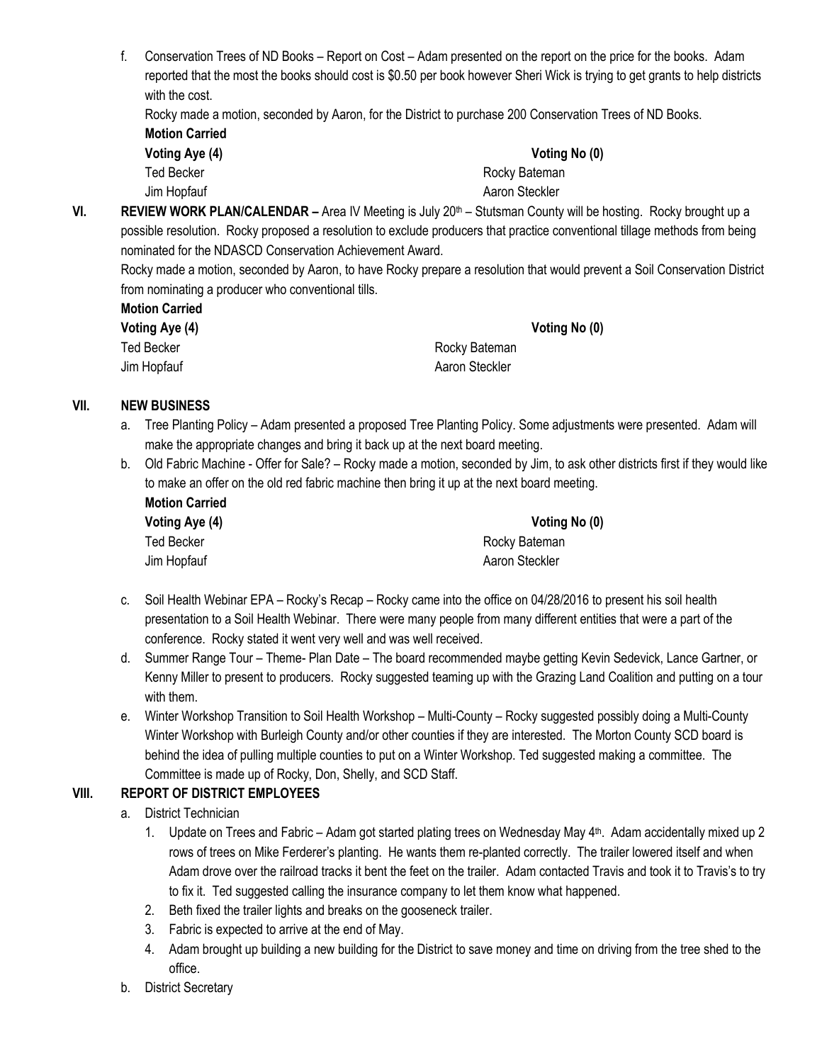f. Conservation Trees of ND Books – Report on Cost – Adam presented on the report on the price for the books. Adam reported that the most the books should cost is $0.50 per book however Sheri Wick is trying to get grants to help districts with the cost.

Rocky made a motion, seconded by Aaron, for the District to purchase 200 Conservation Trees of ND Books.

**Motion Carried**

| **Voting Aye (4)** | **Voting No (0)** |
|---|---|
| Ted Becker | Rocky Bateman |
| Jim Hopfauf | Aaron Steckler |

**VI. REVIEW WORK PLAN/CALENDAR –** Area IV Meeting is July 20th – Stutsman County will be hosting. Rocky brought up a possible resolution. Rocky proposed a resolution to exclude producers that practice conventional tillage methods from being nominated for the NDASCD Conservation Achievement Award.

Rocky made a motion, seconded by Aaron, to have Rocky prepare a resolution that would prevent a Soil Conservation District from nominating a producer who conventional tills.

**Motion Carried**

| **Voting Aye (4)** | **Voting No (0)** |
|---|---|
| Ted Becker | Rocky Bateman |
| Jim Hopfauf | Aaron Steckler |

**VII. NEW BUSINESS**

a. Tree Planting Policy – Adam presented a proposed Tree Planting Policy. Some adjustments were presented. Adam will make the appropriate changes and bring it back up at the next board meeting.

b. Old Fabric Machine - Offer for Sale? – Rocky made a motion, seconded by Jim, to ask other districts first if they would like to make an offer on the old red fabric machine then bring it up at the next board meeting.

**Motion Carried**

| **Voting Aye (4)** | **Voting No (0)** |
|---|---|
| Ted Becker | Rocky Bateman |
| Jim Hopfauf | Aaron Steckler |

c. Soil Health Webinar EPA – Rocky's Recap – Rocky came into the office on 04/28/2016 to present his soil health presentation to a Soil Health Webinar. There were many people from many different entities that were a part of the conference. Rocky stated it went very well and was well received.

d. Summer Range Tour – Theme- Plan Date – The board recommended maybe getting Kevin Sedevick, Lance Gartner, or Kenny Miller to present to producers. Rocky suggested teaming up with the Grazing Land Coalition and putting on a tour with them.

e. Winter Workshop Transition to Soil Health Workshop – Multi-County – Rocky suggested possibly doing a Multi-County Winter Workshop with Burleigh County and/or other counties if they are interested. The Morton County SCD board is behind the idea of pulling multiple counties to put on a Winter Workshop. Ted suggested making a committee. The Committee is made up of Rocky, Don, Shelly, and SCD Staff.

**VIII. REPORT OF DISTRICT EMPLOYEES**

a. District Technician

1. Update on Trees and Fabric – Adam got started plating trees on Wednesday May 4th. Adam accidentally mixed up 2 rows of trees on Mike Ferderer's planting. He wants them re-planted correctly. The trailer lowered itself and when Adam drove over the railroad tracks it bent the feet on the trailer. Adam contacted Travis and took it to Travis's to try to fix it. Ted suggested calling the insurance company to let them know what happened.
2. Beth fixed the trailer lights and breaks on the gooseneck trailer.
3. Fabric is expected to arrive at the end of May.
4. Adam brought up building a new building for the District to save money and time on driving from the tree shed to the office.

b. District Secretary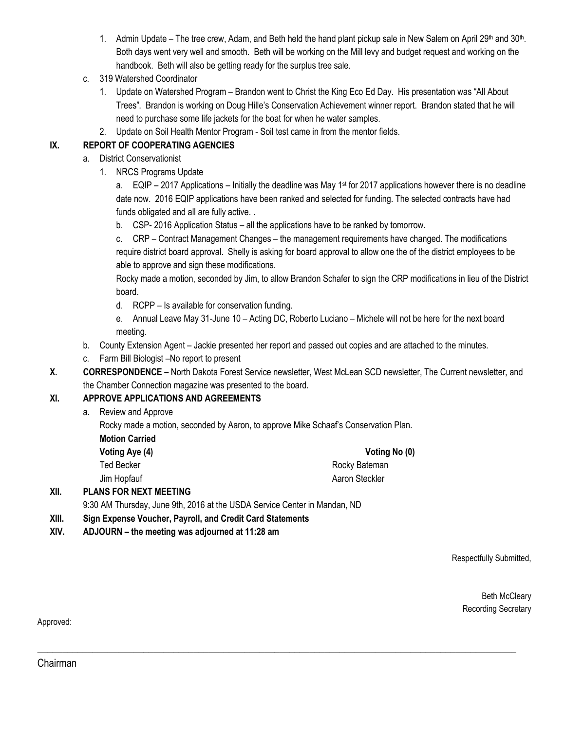1. Admin Update – The tree crew, Adam, and Beth held the hand plant pickup sale in New Salem on April 29th and 30th. Both days went very well and smooth. Beth will be working on the Mill levy and budget request and working on the handbook. Beth will also be getting ready for the surplus tree sale.

c. 319 Watershed Coordinator

1. Update on Watershed Program – Brandon went to Christ the King Eco Ed Day. His presentation was "All About Trees". Brandon is working on Doug Hille's Conservation Achievement winner report. Brandon stated that he will need to purchase some life jackets for the boat for when he water samples.
2. Update on Soil Health Mentor Program - Soil test came in from the mentor fields.

## IX. REPORT OF COOPERATING AGENCIES

a. District Conservationist

1. NRCS Programs Update

a. EQIP – 2017 Applications – Initially the deadline was May 1st for 2017 applications however there is no deadline date now. 2016 EQIP applications have been ranked and selected for funding. The selected contracts have had funds obligated and all are fully active. .

b. CSP- 2016 Application Status – all the applications have to be ranked by tomorrow.

c. CRP – Contract Management Changes – the management requirements have changed. The modifications require district board approval. Shelly is asking for board approval to allow one the of the district employees to be able to approve and sign these modifications.

Rocky made a motion, seconded by Jim, to allow Brandon Schafer to sign the CRP modifications in lieu of the District board.

d. RCPP – Is available for conservation funding.

e. Annual Leave May 31-June 10 – Acting DC, Roberto Luciano – Michele will not be here for the next board meeting.

b. County Extension Agent – Jackie presented her report and passed out copies and are attached to the minutes.

c. Farm Bill Biologist –No report to present

## X. CORRESPONDENCE –
North Dakota Forest Service newsletter, West McLean SCD newsletter, The Current newsletter, and the Chamber Connection magazine was presented to the board.

## XI. APPROVE APPLICATIONS AND AGREEMENTS

a. Review and Approve

Rocky made a motion, seconded by Aaron, to approve Mike Schaaf's Conservation Plan.

**Motion Carried**

| **Voting Aye (4)** | **Voting No (0)** |
|---|---|
| Ted Becker | Rocky Bateman |
| Jim Hopfauf | Aaron Steckler |

## XII. PLANS FOR NEXT MEETING

9:30 AM Thursday, June 9th, 2016 at the USDA Service Center in Mandan, ND

## XIII. Sign Expense Voucher, Payroll, and Credit Card Statements

## XIV. ADJOURN – the meeting was adjourned at 11:28 am

Respectfully Submitted,

Beth McCleary
Recording Secretary

Approved:

\_\_\_\_\_\_\_\_\_\_\_\_\_\_\_\_\_\_\_\_\_\_\_\_\_\_\_\_\_\_\_\_\_\_\_\_\_\_\_\_

Chairman